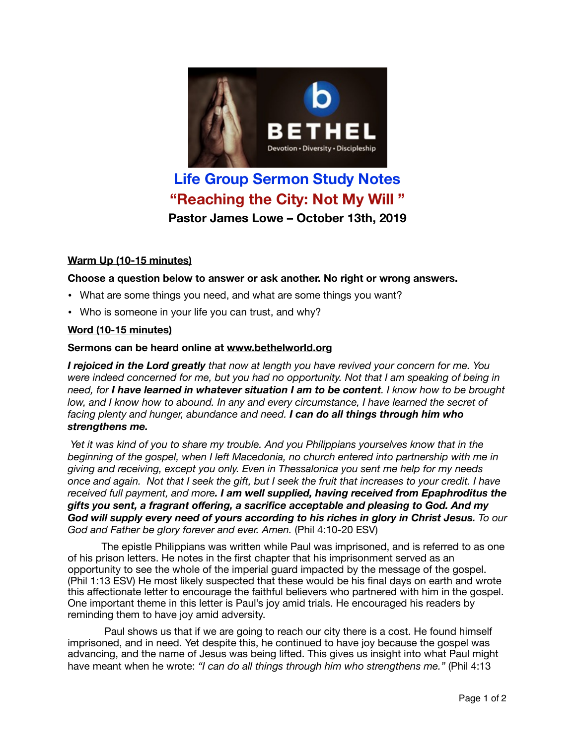# Life Group Sermon Study Notes

## "Reaching the City: Not My Will "

**Pastor James Lowe – October 13th, 2019**

**Warm Up (10-15 minutes)**

**Choose a question below to answer or ask another. No right or wrong answers.**

- What are some things you need, and what are some things you want?
- Who is someone in your life you can trust, and why?

**Word (10-15 minutes)**

**Sermons can be heard online at www.bethelworld.org**

***I rejoiced in the Lord greatly*** *that now at length you have revived your concern for me. You were indeed concerned for me, but you had no opportunity. Not that I am speaking of being in need, for* ***I have learned in whatever situation I am to be content****. I know how to be brought low, and I know how to abound. In any and every circumstance, I have learned the secret of facing plenty and hunger, abundance and need.* ***I can do all things through him who strengthens me.***

*Yet it was kind of you to share my trouble. And you Philippians yourselves know that in the beginning of the gospel, when I left Macedonia, no church entered into partnership with me in giving and receiving, except you only. Even in Thessalonica you sent me help for my needs once and again. Not that I seek the gift, but I seek the fruit that increases to your credit. I have received full payment, and more****. I am well supplied, having received from Epaphroditus the gifts you sent, a fragrant offering, a sacrifice acceptable and pleasing to God. And my God will supply every need of yours according to his riches in glory in Christ Jesus.*** *To our God and Father be glory forever and ever. Amen.* (Phil 4:10-20 ESV)

The epistle Philippians was written while Paul was imprisoned, and is referred to as one of his prison letters. He notes in the first chapter that his imprisonment served as an opportunity to see the whole of the imperial guard impacted by the message of the gospel. (Phil 1:13 ESV) He most likely suspected that these would be his final days on earth and wrote this affectionate letter to encourage the faithful believers who partnered with him in the gospel. One important theme in this letter is Paul's joy amid trials. He encouraged his readers by reminding them to have joy amid adversity.

Paul shows us that if we are going to reach our city there is a cost. He found himself imprisoned, and in need. Yet despite this, he continued to have joy because the gospel was advancing, and the name of Jesus was being lifted. This gives us insight into what Paul might have meant when he wrote: *"I can do all things through him who strengthens me."* (Phil 4:13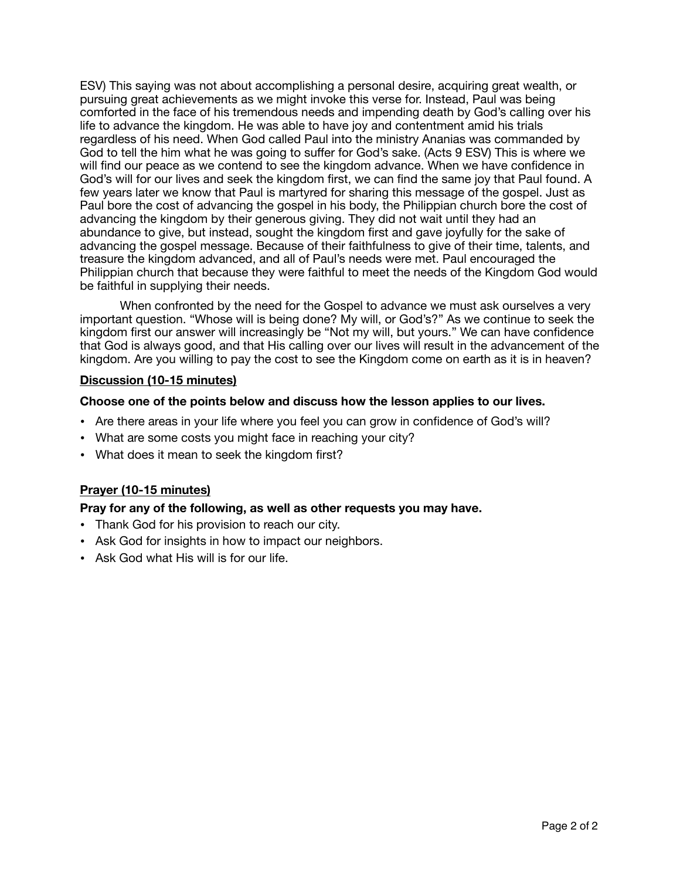ESV) This saying was not about accomplishing a personal desire, acquiring great wealth, or pursuing great achievements as we might invoke this verse for. Instead, Paul was being comforted in the face of his tremendous needs and impending death by God's calling over his life to advance the kingdom. He was able to have joy and contentment amid his trials regardless of his need. When God called Paul into the ministry Ananias was commanded by God to tell the him what he was going to suffer for God's sake. (Acts 9 ESV) This is where we will find our peace as we contend to see the kingdom advance. When we have confidence in God's will for our lives and seek the kingdom first, we can find the same joy that Paul found. A few years later we know that Paul is martyred for sharing this message of the gospel. Just as Paul bore the cost of advancing the gospel in his body, the Philippian church bore the cost of advancing the kingdom by their generous giving. They did not wait until they had an abundance to give, but instead, sought the kingdom first and gave joyfully for the sake of advancing the gospel message. Because of their faithfulness to give of their time, talents, and treasure the kingdom advanced, and all of Paul's needs were met. Paul encouraged the Philippian church that because they were faithful to meet the needs of the Kingdom God would be faithful in supplying their needs.

When confronted by the need for the Gospel to advance we must ask ourselves a very important question. "Whose will is being done? My will, or God's?" As we continue to seek the kingdom first our answer will increasingly be "Not my will, but yours." We can have confidence that God is always good, and that His calling over our lives will result in the advancement of the kingdom. Are you willing to pay the cost to see the Kingdom come on earth as it is in heaven?

## Discussion (10-15 minutes)

**Choose one of the points below and discuss how the lesson applies to our lives.**

- Are there areas in your life where you feel you can grow in confidence of God's will?
- What are some costs you might face in reaching your city?
- What does it mean to seek the kingdom first?

## Prayer (10-15 minutes)

**Pray for any of the following, as well as other requests you may have.**

- Thank God for his provision to reach our city.
- Ask God for insights in how to impact our neighbors.
- Ask God what His will is for our life.